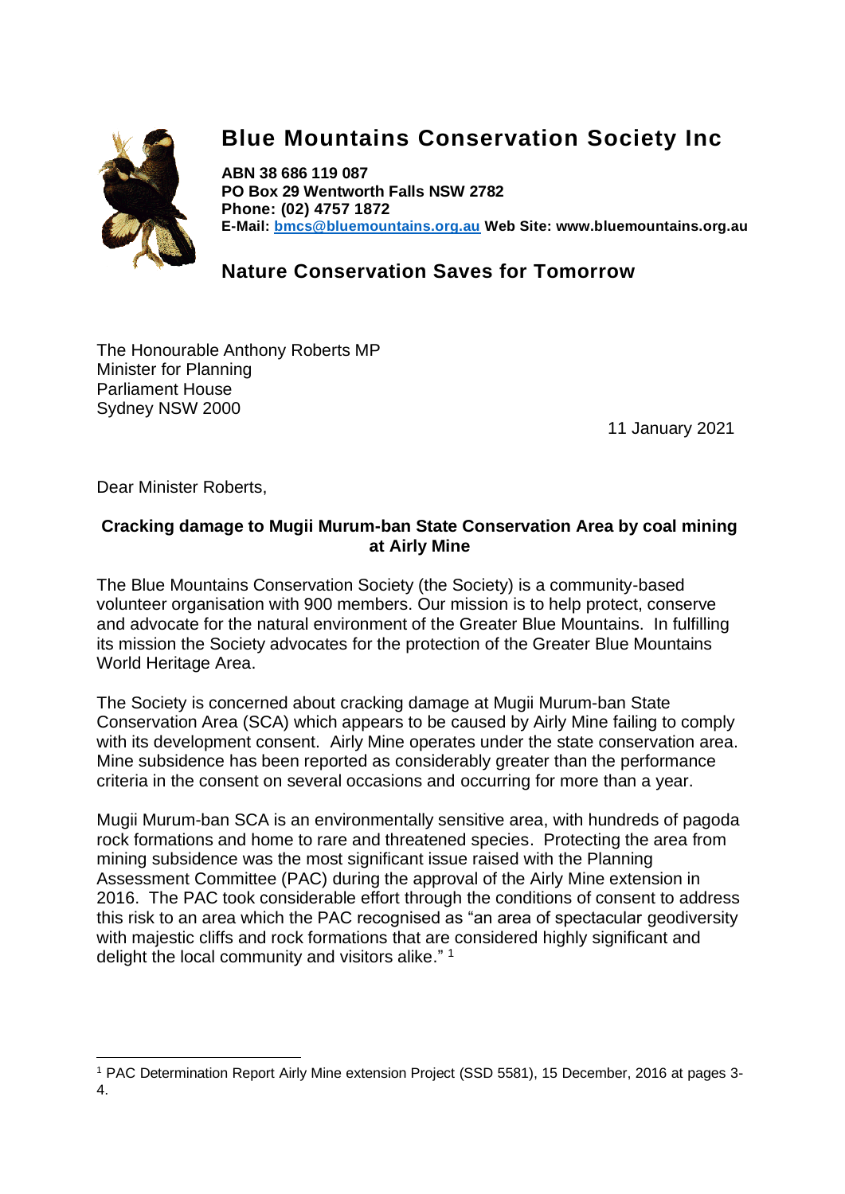# Blue Mountains Conservation Society Inc

**ABN 38 686 119 087**
**PO Box 29 Wentworth Falls NSW 2782**
**Phone: (02) 4757 1872**
**E-Mail: bmcs@bluemountains.org.au Web Site: www.bluemountains.org.au**

## Nature Conservation Saves for Tomorrow

The Honourable Anthony Roberts MP
Minister for Planning
Parliament House
Sydney NSW 2000

11 January 2021

Dear Minister Roberts,

**Cracking damage to Mugii Murum-ban State Conservation Area by coal mining at Airly Mine**

The Blue Mountains Conservation Society (the Society) is a community-based volunteer organisation with 900 members. Our mission is to help protect, conserve and advocate for the natural environment of the Greater Blue Mountains. In fulfilling its mission the Society advocates for the protection of the Greater Blue Mountains World Heritage Area.

The Society is concerned about cracking damage at Mugii Murum-ban State Conservation Area (SCA) which appears to be caused by Airly Mine failing to comply with its development consent. Airly Mine operates under the state conservation area. Mine subsidence has been reported as considerably greater than the performance criteria in the consent on several occasions and occurring for more than a year.

Mugii Murum-ban SCA is an environmentally sensitive area, with hundreds of pagoda rock formations and home to rare and threatened species. Protecting the area from mining subsidence was the most significant issue raised with the Planning Assessment Committee (PAC) during the approval of the Airly Mine extension in 2016. The PAC took considerable effort through the conditions of consent to address this risk to an area which the PAC recognised as "an area of spectacular geodiversity with majestic cliffs and rock formations that are considered highly significant and delight the local community and visitors alike." [1]

[1] PAC Determination Report Airly Mine extension Project (SSD 5581), 15 December, 2016 at pages 3-4.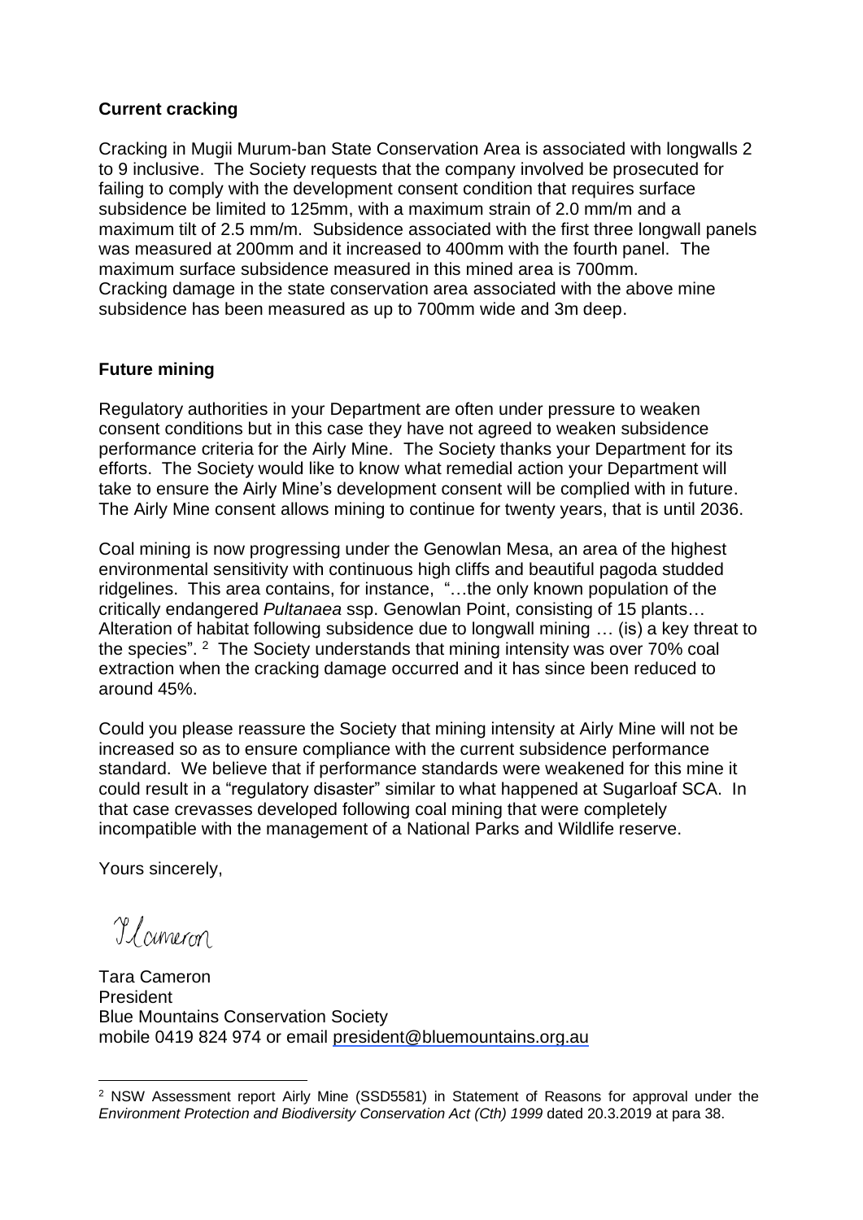**Current cracking**

Cracking in Mugii Murum-ban State Conservation Area is associated with longwalls 2 to 9 inclusive. The Society requests that the company involved be prosecuted for failing to comply with the development consent condition that requires surface subsidence be limited to 125mm, with a maximum strain of 2.0 mm/m and a maximum tilt of 2.5 mm/m. Subsidence associated with the first three longwall panels was measured at 200mm and it increased to 400mm with the fourth panel. The maximum surface subsidence measured in this mined area is 700mm. Cracking damage in the state conservation area associated with the above mine subsidence has been measured as up to 700mm wide and 3m deep.

**Future mining**

Regulatory authorities in your Department are often under pressure to weaken consent conditions but in this case they have not agreed to weaken subsidence performance criteria for the Airly Mine. The Society thanks your Department for its efforts. The Society would like to know what remedial action your Department will take to ensure the Airly Mine's development consent will be complied with in future. The Airly Mine consent allows mining to continue for twenty years, that is until 2036.

Coal mining is now progressing under the Genowlan Mesa, an area of the highest environmental sensitivity with continuous high cliffs and beautiful pagoda studded ridgelines. This area contains, for instance, "…the only known population of the critically endangered *Pultanaea* ssp. Genowlan Point, consisting of 15 plants… Alteration of habitat following subsidence due to longwall mining … (is) a key threat to the species".[2] The Society understands that mining intensity was over 70% coal extraction when the cracking damage occurred and it has since been reduced to around 45%.

Could you please reassure the Society that mining intensity at Airly Mine will not be increased so as to ensure compliance with the current subsidence performance standard. We believe that if performance standards were weakened for this mine it could result in a "regulatory disaster" similar to what happened at Sugarloaf SCA. In that case crevasses developed following coal mining that were completely incompatible with the management of a National Parks and Wildlife reserve.

Yours sincerely,

T Cameron

Tara Cameron
President
Blue Mountains Conservation Society
mobile 0419 824 974 or email president@bluemountains.org.au

[2] NSW Assessment report Airly Mine (SSD5581) in Statement of Reasons for approval under the *Environment Protection and Biodiversity Conservation Act (Cth) 1999* dated 20.3.2019 at para 38.